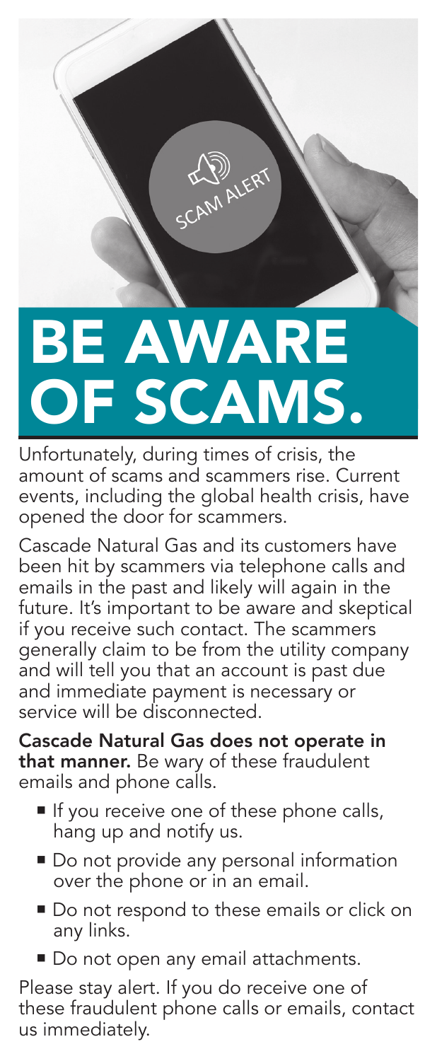# BE AWARE OF SCAMS.

Unfortunately, during times of crisis, the amount of scams and scammers rise. Current events, including the global health crisis, have opened the door for scammers.

Cascade Natural Gas and its customers have been hit by scammers via telephone calls and emails in the past and likely will again in the future. It's important to be aware and skeptical if you receive such contact. The scammers generally claim to be from the utility company and will tell you that an account is past due and immediate payment is necessary or service will be disconnected.

**Cascade Natural Gas does not operate in that manner.** Be wary of these fraudulent emails and phone calls.

- If you receive one of these phone calls, hang up and notify us.
- Do not provide any personal information over the phone or in an email.
- Do not respond to these emails or click on any links.
- Do not open any email attachments.

Please stay alert. If you do receive one of these fraudulent phone calls or emails, contact us immediately.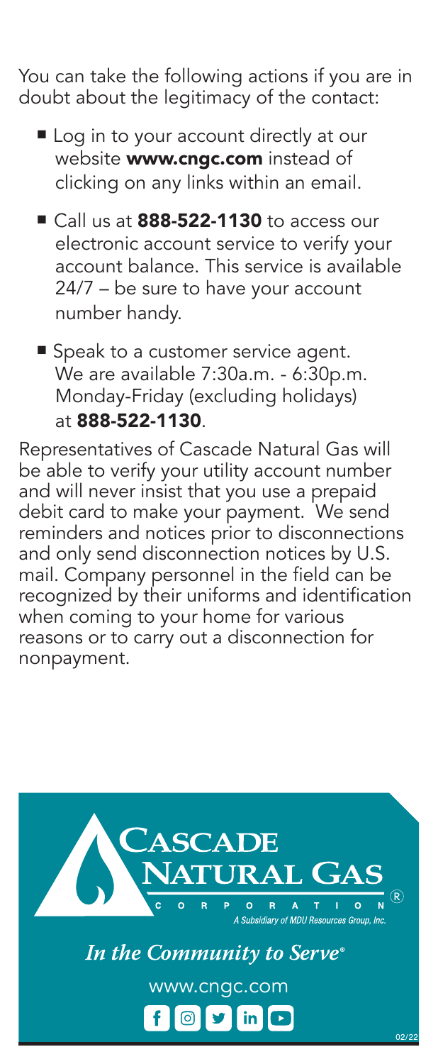You can take the following actions if you are in doubt about the legitimacy of the contact:

- Log in to your account directly at our website **www.cngc.com** instead of clicking on any links within an email.
- Call us at **888-522-1130** to access our electronic account service to verify your account balance. This service is available 24/7 – be sure to have your account number handy.
- Speak to a customer service agent. We are available 7:30a.m. - 6:30p.m. Monday-Friday (excluding holidays) at **888-522-1130**.

Representatives of Cascade Natural Gas will be able to verify your utility account number and will never insist that you use a prepaid debit card to make your payment. We send reminders and notices prior to disconnections and only send disconnection notices by U.S. mail. Company personnel in the field can be recognized by their uniforms and identification when coming to your home for various reasons or to carry out a disconnection for nonpayment.

CASCADE NATURAL GAS CORPORATION®

A Subsidiary of MDU Resources Group, Inc.

*In the Community to Serve®*

www.cngc.com

02/22